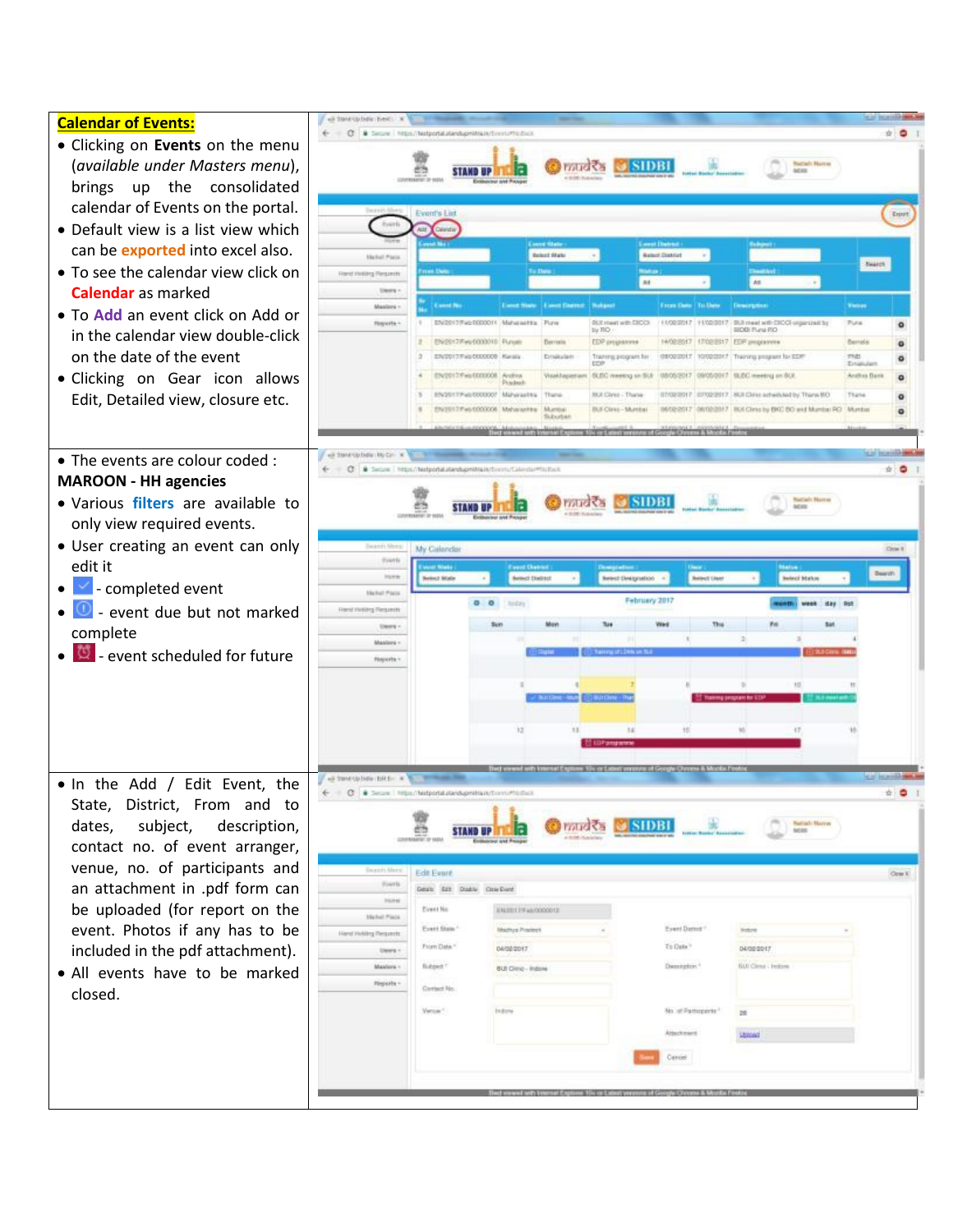**Calendar of Events:**

- Clicking on **Events** on the menu (*available under Masters menu*), brings up the consolidated calendar of Events on the portal.
- Default view is a list view which can be **exported** into excel also.
- To see the calendar view click on **Calendar** as marked
- To **Add** an event click on Add or in the calendar view double-click on the date of the event
- Clicking on Gear icon allows Edit, Detailed view, closure etc.

- The events are colour coded : **MAROON - HH agencies**
- Various **filters** are available to only view required events.
- User creating an event can only edit it
- - completed event
- - event due but not marked complete
- - event scheduled for future

- In the Add / Edit Event, the State, District, From and to dates, subject, description, contact no. of event arranger, venue, no. of participants and an attachment in .pdf form can be uploaded (for report on the event. Photos if any has to be included in the pdf attachment).
- All events have to be marked closed.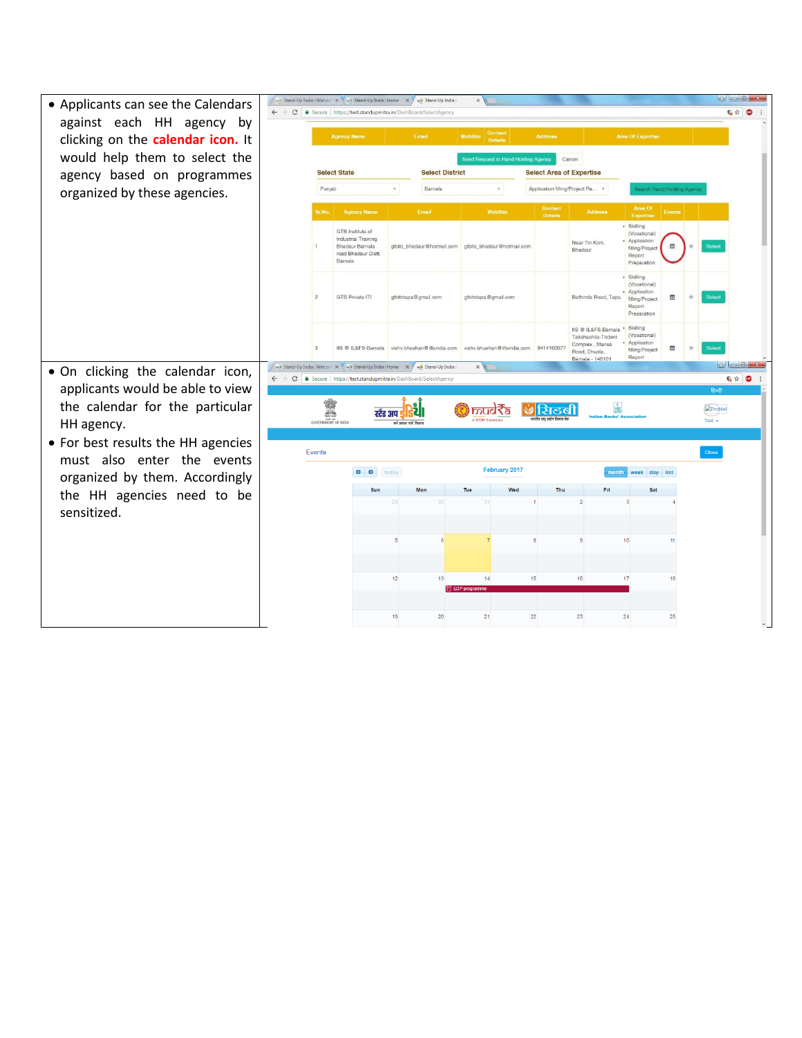| | |
|---|---|
| • Applicants can see the Calendars against each HH agency by clicking on the **calendar icon.** It would help them to select the agency based on programmes organized by these agencies. | |
| • On clicking the calendar icon, applicants would be able to view the calendar for the particular HH agency.<br>• For best results the HH agencies must also enter the events organized by them. Accordingly the HH agencies need to be sensitized. | |